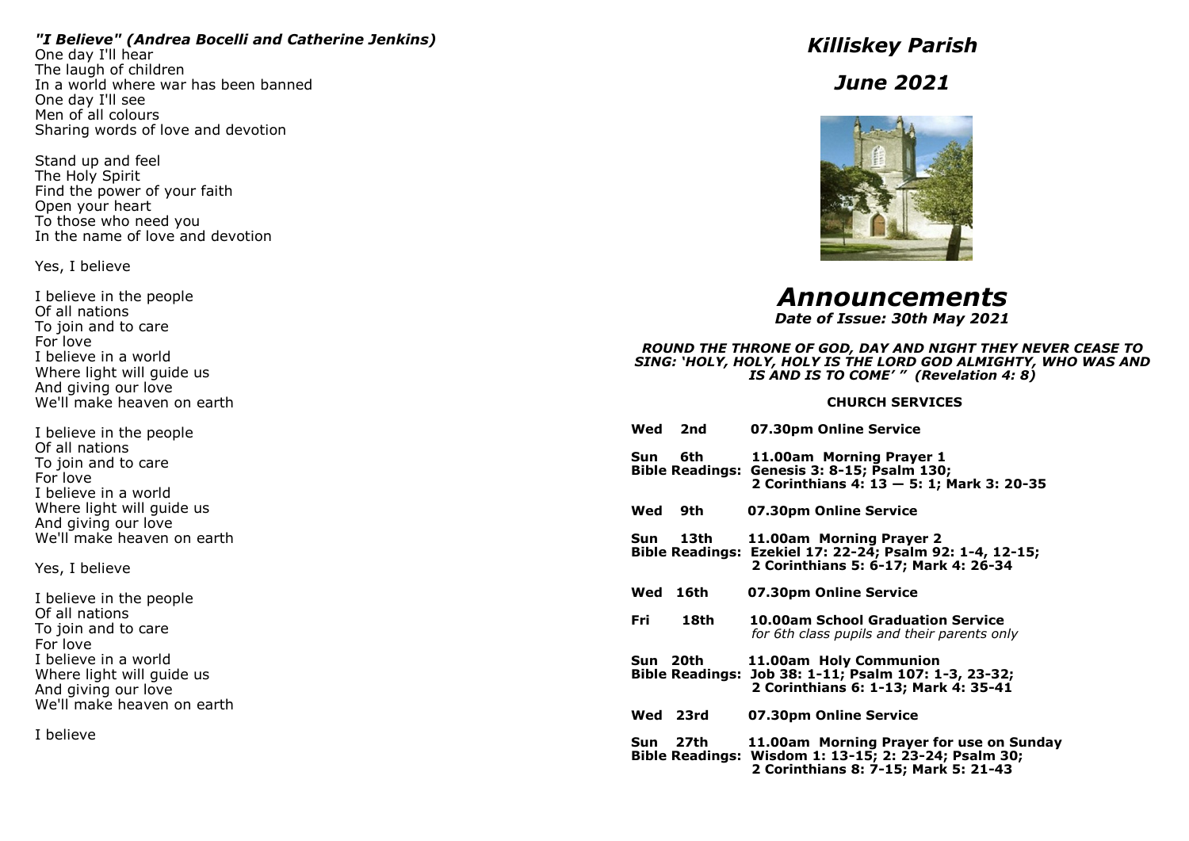### *"I Believe" (Andrea Bocelli and Catherine Jenkins)*

One day I'll hear
The laugh of children
In a world where war has been banned
One day I'll see
Men of all colours
Sharing words of love and devotion

Stand up and feel
The Holy Spirit
Find the power of your faith
Open your heart
To those who need you
In the name of love and devotion

Yes, I believe

I believe in the people
Of all nations
To join and to care
For love
I believe in a world
Where light will guide us
And giving our love
We'll make heaven on earth

I believe in the people
Of all nations
To join and to care
For love
I believe in a world
Where light will guide us
And giving our love
We'll make heaven on earth

Yes, I believe

I believe in the people
Of all nations
To join and to care
For love
I believe in a world
Where light will guide us
And giving our love
We'll make heaven on earth

I believe

# *Killiskey Parish*

# *June 2021*

# *Announcements*

***Date of Issue: 30th May 2021***

***ROUND THE THRONE OF GOD, DAY AND NIGHT THEY NEVER CEASE TO SING: 'HOLY, HOLY, HOLY IS THE LORD GOD ALMIGHTY, WHO WAS AND IS AND IS TO COME' " (Revelation 4: 8)***

## CHURCH SERVICES

**Wed 2nd** — **07.30pm Online Service**

**Sun 6th** — **11.00am Morning Prayer 1**
**Bible Readings: Genesis 3: 8-15; Psalm 130; 2 Corinthians 4: 13 — 5: 1; Mark 3: 20-35**

**Wed 9th** — **07.30pm Online Service**

**Sun 13th** — **11.00am Morning Prayer 2**
**Bible Readings: Ezekiel 17: 22-24; Psalm 92: 1-4, 12-15; 2 Corinthians 5: 6-17; Mark 4: 26-34**

**Wed 16th** — **07.30pm Online Service**

**Fri 18th** — **10.00am School Graduation Service**
*for 6th class pupils and their parents only*

**Sun 20th** — **11.00am Holy Communion**
**Bible Readings: Job 38: 1-11; Psalm 107: 1-3, 23-32; 2 Corinthians 6: 1-13; Mark 4: 35-41**

**Wed 23rd** — **07.30pm Online Service**

**Sun 27th** — **11.00am Morning Prayer for use on Sunday**
**Bible Readings: Wisdom 1: 13-15; 2: 23-24; Psalm 30; 2 Corinthians 8: 7-15; Mark 5: 21-43**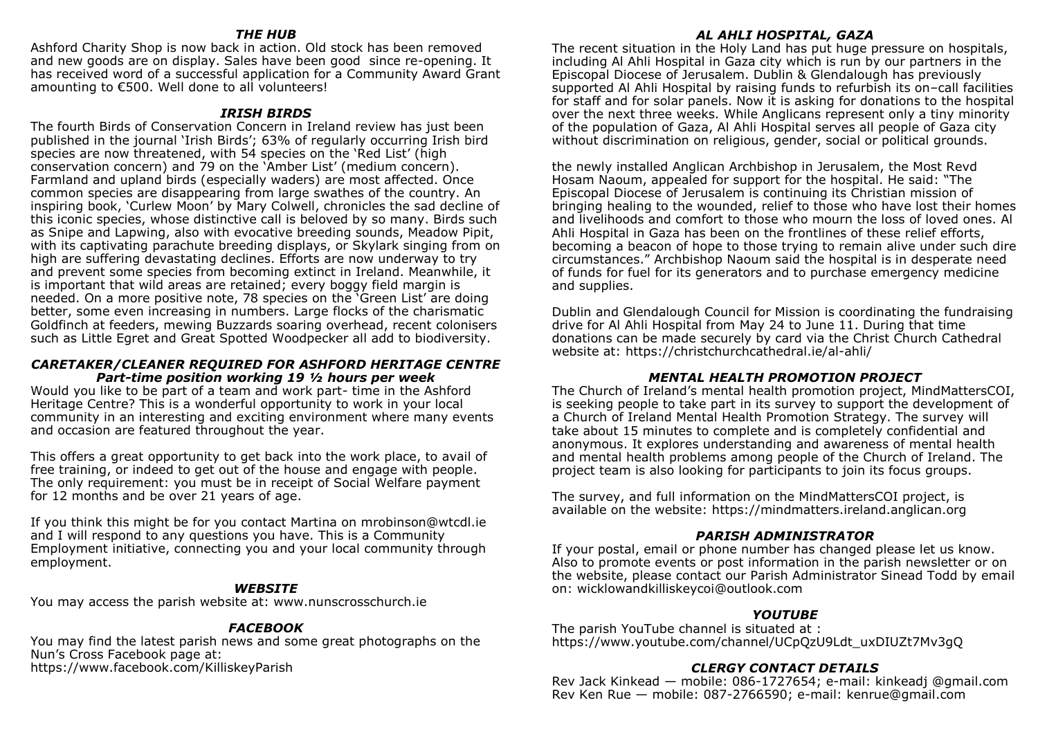### *THE HUB*

Ashford Charity Shop is now back in action. Old stock has been removed and new goods are on display. Sales have been good since re-opening. It has received word of a successful application for a Community Award Grant amounting to €500. Well done to all volunteers!

### *IRISH BIRDS*

The fourth Birds of Conservation Concern in Ireland review has just been published in the journal 'Irish Birds'; 63% of regularly occurring Irish bird species are now threatened, with 54 species on the 'Red List' (high conservation concern) and 79 on the 'Amber List' (medium concern). Farmland and upland birds (especially waders) are most affected. Once common species are disappearing from large swathes of the country. An inspiring book, 'Curlew Moon' by Mary Colwell, chronicles the sad decline of this iconic species, whose distinctive call is beloved by so many. Birds such as Snipe and Lapwing, also with evocative breeding sounds, Meadow Pipit, with its captivating parachute breeding displays, or Skylark singing from on high are suffering devastating declines. Efforts are now underway to try and prevent some species from becoming extinct in Ireland. Meanwhile, it is important that wild areas are retained; every boggy field margin is needed. On a more positive note, 78 species on the 'Green List' are doing better, some even increasing in numbers. Large flocks of the charismatic Goldfinch at feeders, mewing Buzzards soaring overhead, recent colonisers such as Little Egret and Great Spotted Woodpecker all add to biodiversity.

### *CARETAKER/CLEANER REQUIRED FOR ASHFORD HERITAGE CENTRE*
#### *Part-time position working 19 ½ hours per week*

Would you like to be part of a team and work part- time in the Ashford Heritage Centre? This is a wonderful opportunity to work in your local community in an interesting and exciting environment where many events and occasion are featured throughout the year.

This offers a great opportunity to get back into the work place, to avail of free training, or indeed to get out of the house and engage with people. The only requirement: you must be in receipt of Social Welfare payment for 12 months and be over 21 years of age.

If you think this might be for you contact Martina on mrobinson@wtcdl.ie and I will respond to any questions you have. This is a Community Employment initiative, connecting you and your local community through employment.

### *WEBSITE*

You may access the parish website at: www.nunscrosschurch.ie

### *FACEBOOK*

You may find the latest parish news and some great photographs on the Nun's Cross Facebook page at:
https://www.facebook.com/KilliskeyParish

### *AL AHLI HOSPITAL, GAZA*

The recent situation in the Holy Land has put huge pressure on hospitals, including Al Ahli Hospital in Gaza city which is run by our partners in the Episcopal Diocese of Jerusalem. Dublin & Glendalough has previously supported Al Ahli Hospital by raising funds to refurbish its on–call facilities for staff and for solar panels. Now it is asking for donations to the hospital over the next three weeks. While Anglicans represent only a tiny minority of the population of Gaza, Al Ahli Hospital serves all people of Gaza city without discrimination on religious, gender, social or political grounds.

the newly installed Anglican Archbishop in Jerusalem, the Most Revd Hosam Naoum, appealed for support for the hospital. He said: "The Episcopal Diocese of Jerusalem is continuing its Christian mission of bringing healing to the wounded, relief to those who have lost their homes and livelihoods and comfort to those who mourn the loss of loved ones. Al Ahli Hospital in Gaza has been on the frontlines of these relief efforts, becoming a beacon of hope to those trying to remain alive under such dire circumstances." Archbishop Naoum said the hospital is in desperate need of funds for fuel for its generators and to purchase emergency medicine and supplies.

Dublin and Glendalough Council for Mission is coordinating the fundraising drive for Al Ahli Hospital from May 24 to June 11. During that time donations can be made securely by card via the Christ Church Cathedral website at: https://christchurchcathedral.ie/al-ahli/

### *MENTAL HEALTH PROMOTION PROJECT*

The Church of Ireland's mental health promotion project, MindMattersCOI, is seeking people to take part in its survey to support the development of a Church of Ireland Mental Health Promotion Strategy. The survey will take about 15 minutes to complete and is completely confidential and anonymous. It explores understanding and awareness of mental health and mental health problems among people of the Church of Ireland. The project team is also looking for participants to join its focus groups.

The survey, and full information on the MindMattersCOI project, is available on the website: https://mindmatters.ireland.anglican.org

### *PARISH ADMINISTRATOR*

If your postal, email or phone number has changed please let us know. Also to promote events or post information in the parish newsletter or on the website, please contact our Parish Administrator Sinead Todd by email on: wicklowandkilliskeycoi@outlook.com

### *YOUTUBE*

The parish YouTube channel is situated at :
https://www.youtube.com/channel/UCpQzU9Ldt_uxDIUZt7Mv3gQ

### *CLERGY CONTACT DETAILS*

Rev Jack Kinkead — mobile: 086-1727654; e-mail: kinkeadj @gmail.com
Rev Ken Rue — mobile: 087-2766590; e-mail: kenrue@gmail.com